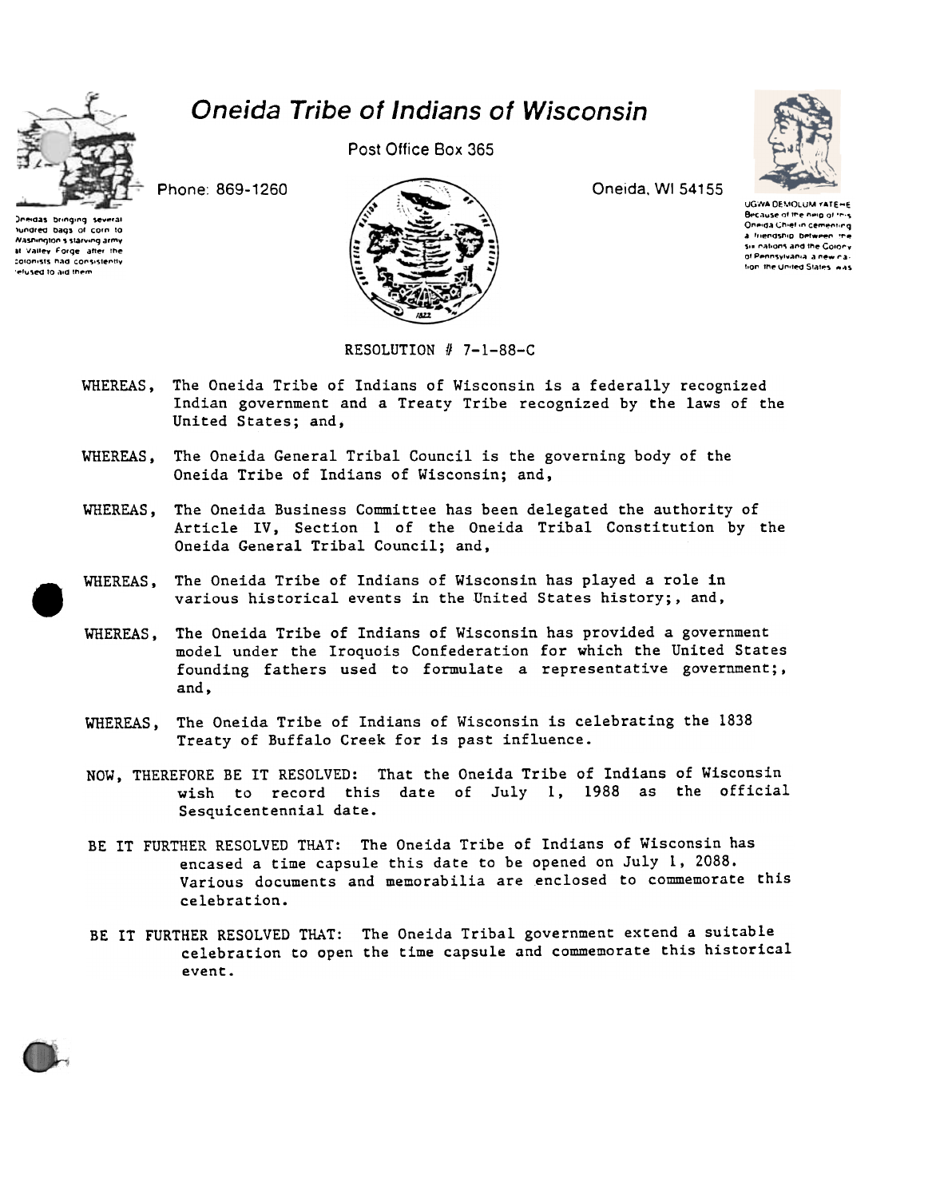# Oneida Tribe of Indians of Wisconsin

Post Office Box 365

Phone: 869-1260

Oneida, WI 54155

Oneidas bringing several hundred bags of corn to Washington's starving army at Valley Forge after the colonists had consistently refused to aid them

UGWA DEMOLUM YATEHE Because of the help of this Oneida Chief in cementing a friendship between the six nations and the Colony of Pennsylvania a new nation the United States was

RESOLUTION # 7-1-88-C

WHEREAS, The Oneida Tribe of Indians of Wisconsin is a federally recognized Indian government and a Treaty Tribe recognized by the laws of the United States; and,

WHEREAS, The Oneida General Tribal Council is the governing body of the Oneida Tribe of Indians of Wisconsin; and,

WHEREAS, The Oneida Business Committee has been delegated the authority of Article IV, Section 1 of the Oneida Tribal Constitution by the Oneida General Tribal Council; and,

WHEREAS, The Oneida Tribe of Indians of Wisconsin has played a role in various historical events in the United States history;, and,

WHEREAS, The Oneida Tribe of Indians of Wisconsin has provided a government model under the Iroquois Confederation for which the United States founding fathers used to formulate a representative government;, and,

WHEREAS, The Oneida Tribe of Indians of Wisconsin is celebrating the 1838 Treaty of Buffalo Creek for is past influence.

NOW, THEREFORE BE IT RESOLVED: That the Oneida Tribe of Indians of Wisconsin wish to record this date of July 1, 1988 as the official Sesquicentennial date.

BE IT FURTHER RESOLVED THAT: The Oneida Tribe of Indians of Wisconsin has encased a time capsule this date to be opened on July 1, 2088. Various documents and memorabilia are enclosed to commemorate this celebration.

BE IT FURTHER RESOLVED THAT: The Oneida Tribal government extend a suitable celebration to open the time capsule and commemorate this historical event.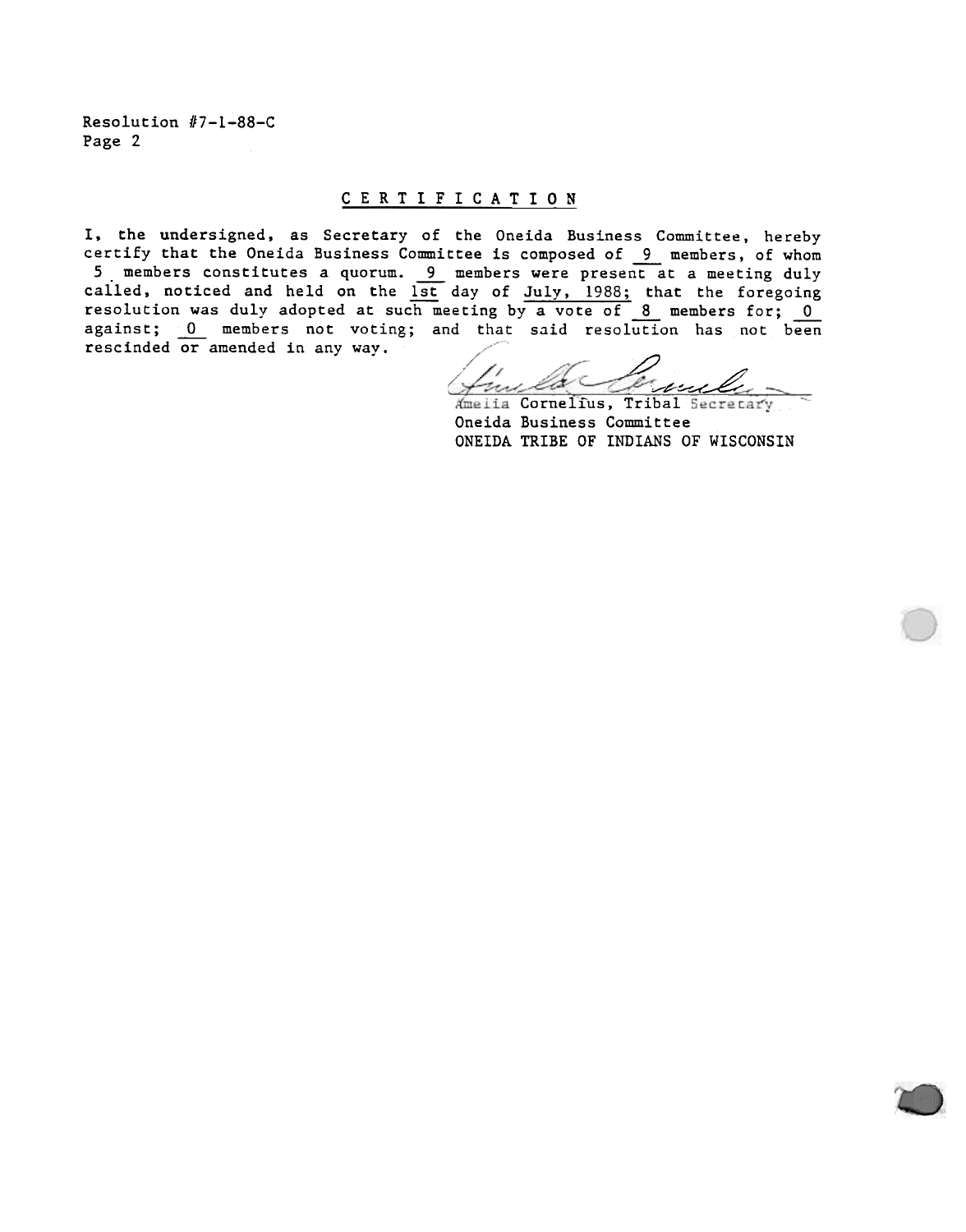Resolution #7-1-88-C
Page 2

## CERTIFICATION

I, the undersigned, as Secretary of the Oneida Business Committee, hereby certify that the Oneida Business Committee is composed of 9 members, of whom 5 members constitutes a quorum. 9 members were present at a meeting duly called, noticed and held on the 1st day of July, 1988; that the foregoing resolution was duly adopted at such meeting by a vote of 8 members for; 0 against; 0 members not voting; and that said resolution has not been rescinded or amended in any way.

Amelia Cornelius, Tribal Secretary
Oneida Business Committee
ONEIDA TRIBE OF INDIANS OF WISCONSIN